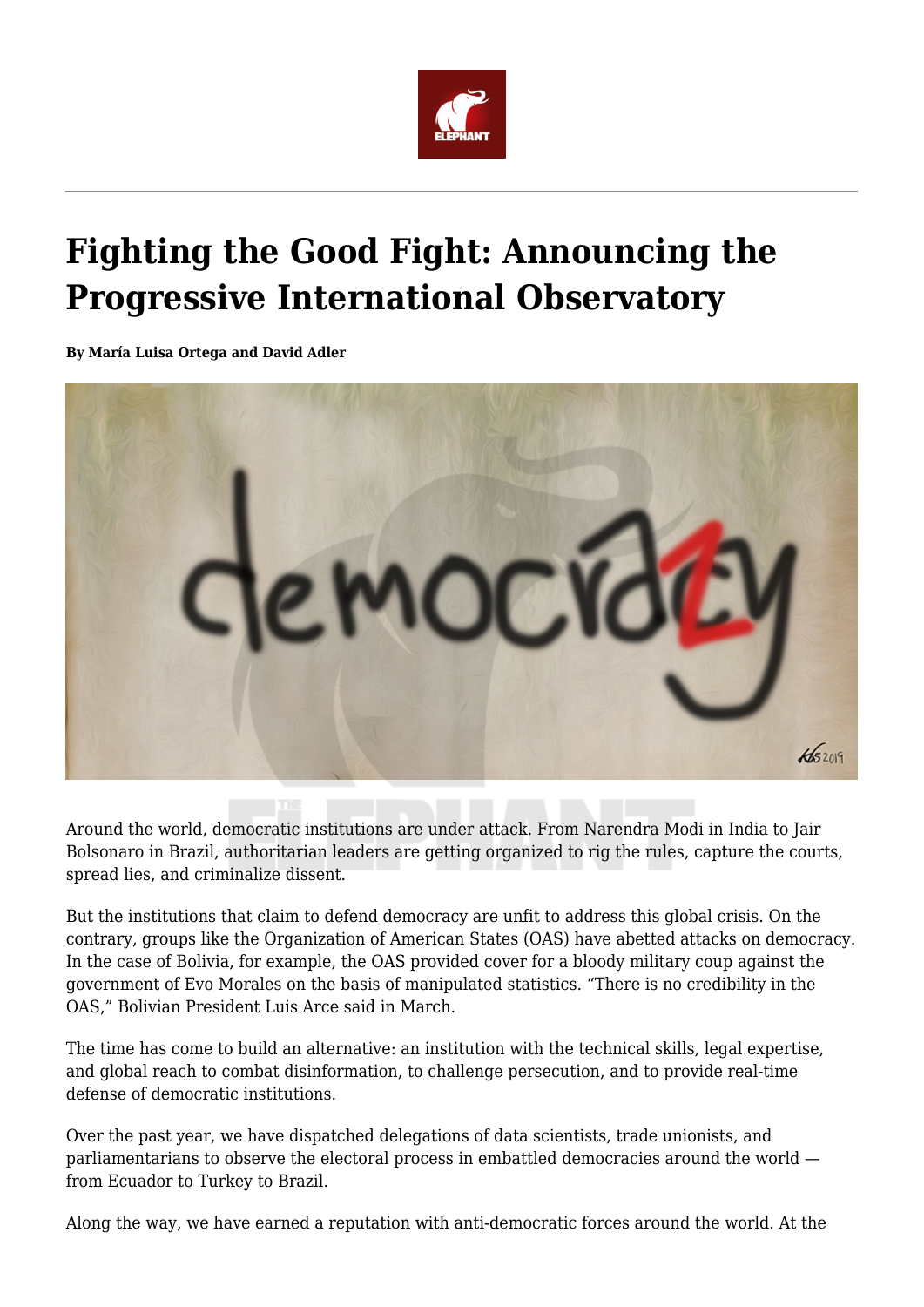# Fighting the Good Fight: Announcing the Progressive International Observatory

**By María Luisa Ortega and David Adler**

Around the world, democratic institutions are under attack. From Narendra Modi in India to Jair Bolsonaro in Brazil, authoritarian leaders are getting organized to rig the rules, capture the courts, spread lies, and criminalize dissent.

But the institutions that claim to defend democracy are unfit to address this global crisis. On the contrary, groups like the Organization of American States (OAS) have abetted attacks on democracy. In the case of Bolivia, for example, the OAS provided cover for a bloody military coup against the government of Evo Morales on the basis of manipulated statistics. "There is no credibility in the OAS," Bolivian President Luis Arce said in March.

The time has come to build an alternative: an institution with the technical skills, legal expertise, and global reach to combat disinformation, to challenge persecution, and to provide real-time defense of democratic institutions.

Over the past year, we have dispatched delegations of data scientists, trade unionists, and parliamentarians to observe the electoral process in embattled democracies around the world — from Ecuador to Turkey to Brazil.

Along the way, we have earned a reputation with anti-democratic forces around the world. At the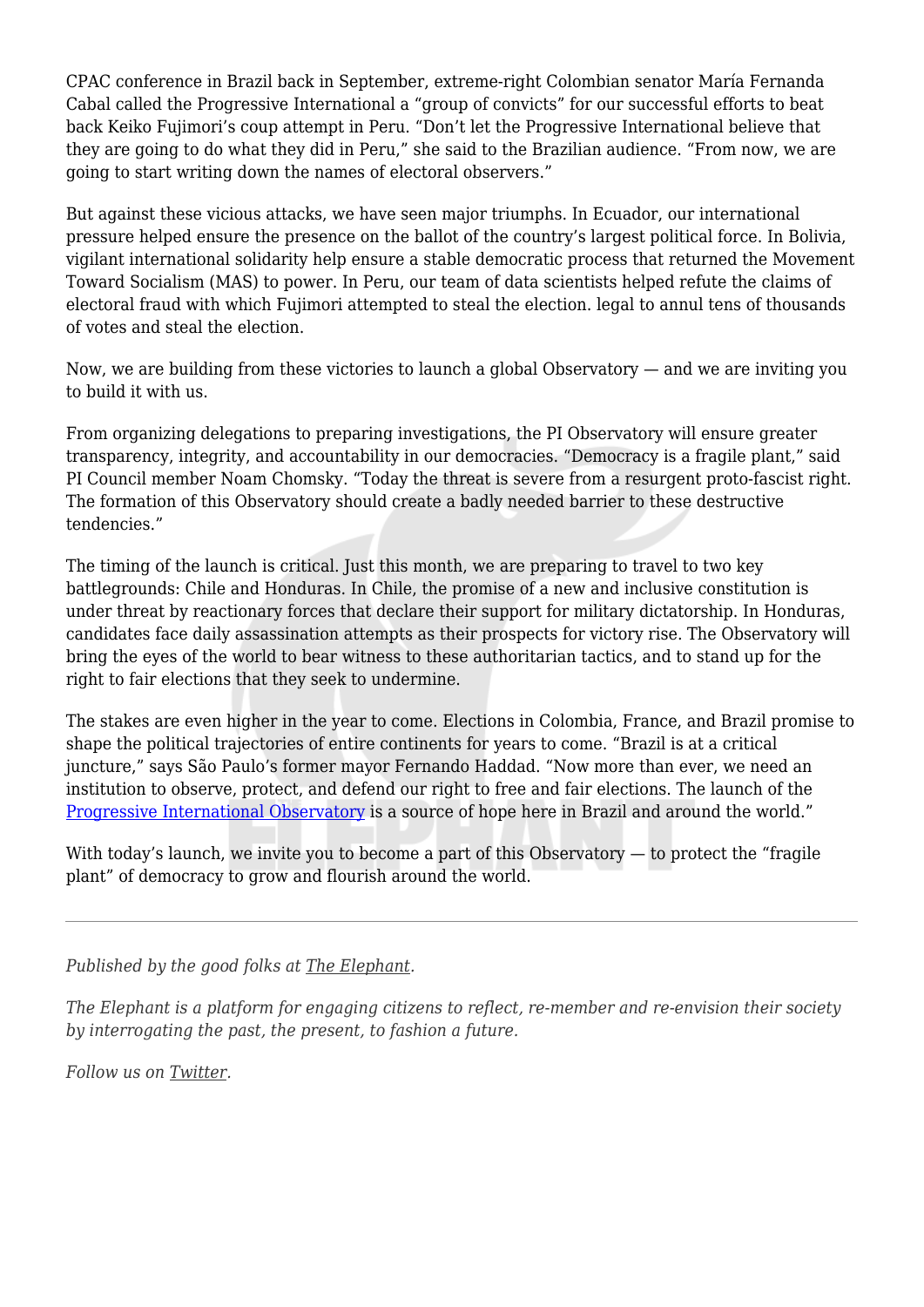CPAC conference in Brazil back in September, extreme-right Colombian senator María Fernanda Cabal called the Progressive International a "group of convicts" for our successful efforts to beat back Keiko Fujimori's coup attempt in Peru. "Don't let the Progressive International believe that they are going to do what they did in Peru," she said to the Brazilian audience. "From now, we are going to start writing down the names of electoral observers."

But against these vicious attacks, we have seen major triumphs. In Ecuador, our international pressure helped ensure the presence on the ballot of the country's largest political force. In Bolivia, vigilant international solidarity help ensure a stable democratic process that returned the Movement Toward Socialism (MAS) to power. In Peru, our team of data scientists helped refute the claims of electoral fraud with which Fujimori attempted to steal the election. legal to annul tens of thousands of votes and steal the election.

Now, we are building from these victories to launch a global Observatory — and we are inviting you to build it with us.

From organizing delegations to preparing investigations, the PI Observatory will ensure greater transparency, integrity, and accountability in our democracies. "Democracy is a fragile plant," said PI Council member Noam Chomsky. "Today the threat is severe from a resurgent proto-fascist right. The formation of this Observatory should create a badly needed barrier to these destructive tendencies."

The timing of the launch is critical. Just this month, we are preparing to travel to two key battlegrounds: Chile and Honduras. In Chile, the promise of a new and inclusive constitution is under threat by reactionary forces that declare their support for military dictatorship. In Honduras, candidates face daily assassination attempts as their prospects for victory rise. The Observatory will bring the eyes of the world to bear witness to these authoritarian tactics, and to stand up for the right to fair elections that they seek to undermine.

The stakes are even higher in the year to come. Elections in Colombia, France, and Brazil promise to shape the political trajectories of entire continents for years to come. "Brazil is at a critical juncture," says São Paulo's former mayor Fernando Haddad. "Now more than ever, we need an institution to observe, protect, and defend our right to free and fair elections. The launch of the Progressive International Observatory is a source of hope here in Brazil and around the world."

With today's launch, we invite you to become a part of this Observatory — to protect the "fragile plant" of democracy to grow and flourish around the world.

---

*Published by the good folks at The Elephant.*

*The Elephant is a platform for engaging citizens to reflect, re-member and re-envision their society by interrogating the past, the present, to fashion a future.*

*Follow us on Twitter.*